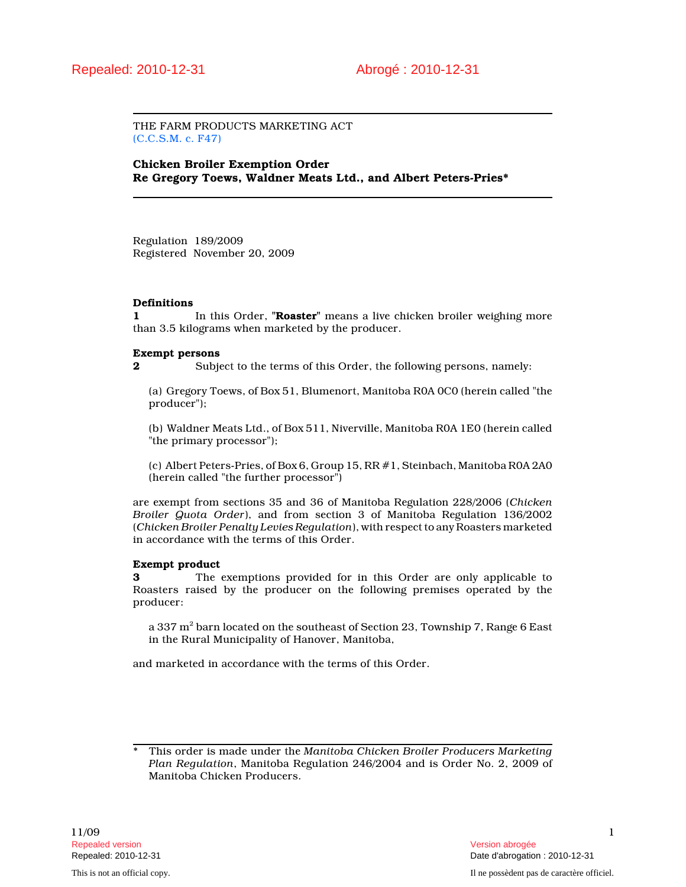Repealed: 2010-12-31 Abrogé : 2010-12-31

THE FARM PRODUCTS MARKETING ACT
(C.C.S.M. c. F47)

**Chicken Broiler Exemption Order**
**Re Gregory Toews, Waldner Meats Ltd., and Albert Peters-Pries***

Regulation 189/2009
Registered November 20, 2009

**Definitions**

**1** In this Order, "**Roaster**" means a live chicken broiler weighing more than 3.5 kilograms when marketed by the producer.

**Exempt persons**

**2** Subject to the terms of this Order, the following persons, namely:

(a) Gregory Toews, of Box 51, Blumenort, Manitoba R0A 0C0 (herein called "the producer");

(b) Waldner Meats Ltd., of Box 511, Niverville, Manitoba R0A 1E0 (herein called "the primary processor");

(c) Albert Peters-Pries, of Box 6, Group 15, RR #1, Steinbach, Manitoba R0A 2A0 (herein called "the further processor")

are exempt from sections 35 and 36 of Manitoba Regulation 228/2006 (*Chicken Broiler Quota Order*), and from section 3 of Manitoba Regulation 136/2002 (*Chicken Broiler Penalty Levies Regulation*), with respect to any Roasters marketed in accordance with the terms of this Order.

**Exempt product**

**3** The exemptions provided for in this Order are only applicable to Roasters raised by the producer on the following premises operated by the producer:

a 337 $m^2$ barn located on the southeast of Section 23, Township 7, Range 6 East in the Rural Municipality of Hanover, Manitoba,

and marketed in accordance with the terms of this Order.

\* This order is made under the *Manitoba Chicken Broiler Producers Marketing Plan Regulation*, Manitoba Regulation 246/2004 and is Order No. 2, 2009 of Manitoba Chicken Producers.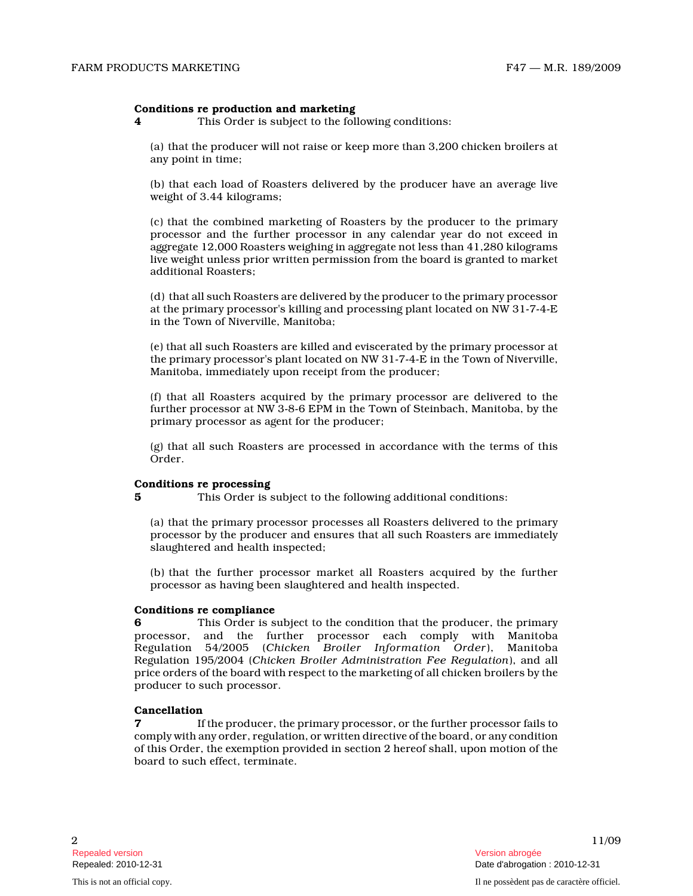**Conditions re production and marketing**

**4** This Order is subject to the following conditions:

(a) that the producer will not raise or keep more than 3,200 chicken broilers at any point in time;

(b) that each load of Roasters delivered by the producer have an average live weight of 3.44 kilograms;

(c) that the combined marketing of Roasters by the producer to the primary processor and the further processor in any calendar year do not exceed in aggregate 12,000 Roasters weighing in aggregate not less than 41,280 kilograms live weight unless prior written permission from the board is granted to market additional Roasters;

(d) that all such Roasters are delivered by the producer to the primary processor at the primary processor's killing and processing plant located on NW 31-7-4-E in the Town of Niverville, Manitoba;

(e) that all such Roasters are killed and eviscerated by the primary processor at the primary processor's plant located on NW 31-7-4-E in the Town of Niverville, Manitoba, immediately upon receipt from the producer;

(f) that all Roasters acquired by the primary processor are delivered to the further processor at NW 3-8-6 EPM in the Town of Steinbach, Manitoba, by the primary processor as agent for the producer;

(g) that all such Roasters are processed in accordance with the terms of this Order.

**Conditions re processing**

**5** This Order is subject to the following additional conditions:

(a) that the primary processor processes all Roasters delivered to the primary processor by the producer and ensures that all such Roasters are immediately slaughtered and health inspected;

(b) that the further processor market all Roasters acquired by the further processor as having been slaughtered and health inspected.

**Conditions re compliance**

**6** This Order is subject to the condition that the producer, the primary processor, and the further processor each comply with Manitoba Regulation 54/2005 (*Chicken Broiler Information Order*), Manitoba Regulation 195/2004 (*Chicken Broiler Administration Fee Regulation*), and all price orders of the board with respect to the marketing of all chicken broilers by the producer to such processor.

**Cancellation**

**7** If the producer, the primary processor, or the further processor fails to comply with any order, regulation, or written directive of the board, or any condition of this Order, the exemption provided in section 2 hereof shall, upon motion of the board to such effect, terminate.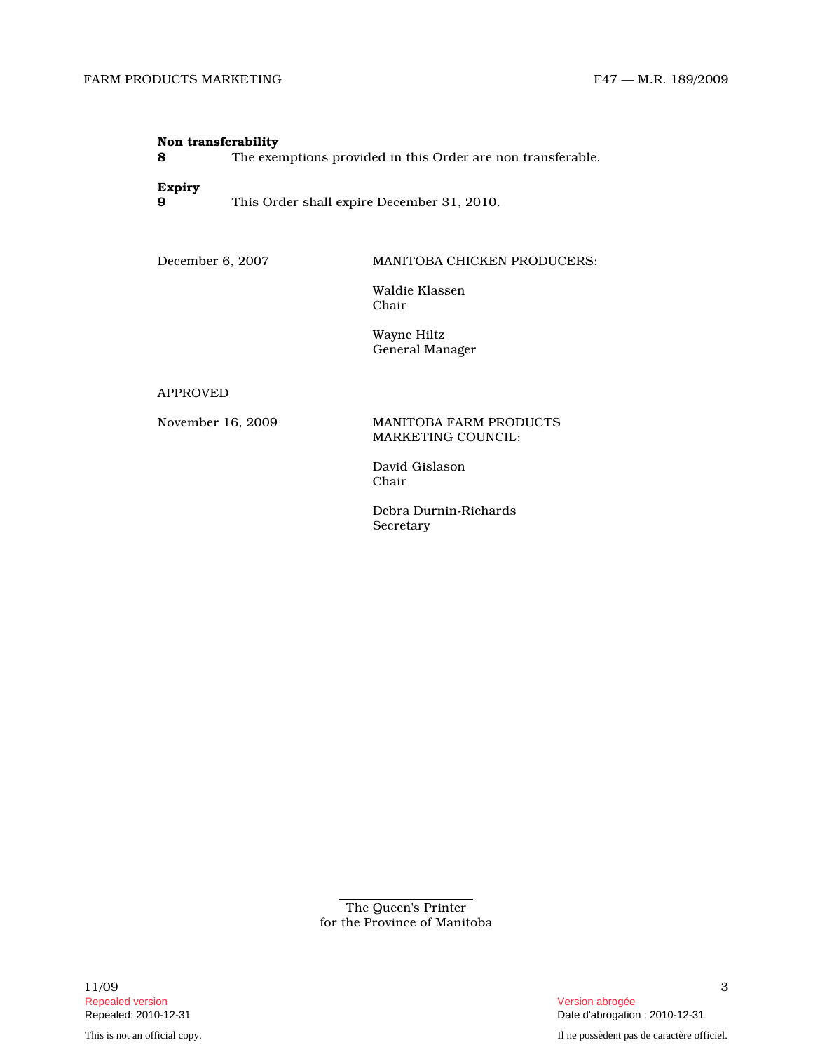**Non transferability**

**8** The exemptions provided in this Order are non transferable.

**Expiry**

**9** This Order shall expire December 31, 2010.

December 6, 2007

MANITOBA CHICKEN PRODUCERS:

Waldie Klassen
Chair

Wayne Hiltz
General Manager

APPROVED

November 16, 2009

MANITOBA FARM PRODUCTS MARKETING COUNCIL:

David Gislason
Chair

Debra Durnin-Richards
Secretary

The Queen's Printer
for the Province of Manitoba